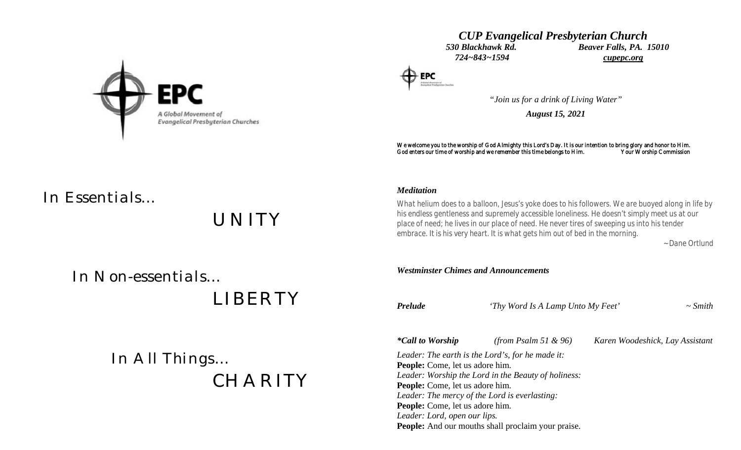EPC
A Global Movement of
Evangelical Presbyterian Churches

In Essentials...

UNITY

In Non-essentials...

LIBERTY

In All Things...

CHARITY

# *CUP Evangelical Presbyterian Church*

***530 Blackhawk Rd.*** ***Beaver Falls, PA. 15010***
***724~843~1594*** ***cupepc.org***

*"Join us for a drink of Living Water"*

***August 15, 2021***

We welcome you to the worship of God Almighty this Lord's Day. It is our intention to bring glory and honor to Him. God enters our time of worship and we remember this time belongs to Him. Your Worship Commission

***Meditation***

What helium does to a balloon, Jesus's yoke does to his followers. We are buoyed along in life by his endless gentleness and supremely accessible loneliness. He doesn't simply meet us at our place of need; he lives in our place of need. He never tires of sweeping us into his tender embrace. It is his very heart. It is what gets him out of bed in the morning.

~Dane Ortlund

***Westminster Chimes and Announcements***

***Prelude*** *'Thy Word Is A Lamp Unto My Feet'* *~ Smith*

***\*Call to Worship*** *(from Psalm 51 & 96)* *Karen Woodeshick, Lay Assistant*

*Leader: The earth is the Lord's, for he made it:*
**People:** Come, let us adore him.
*Leader: Worship the Lord in the Beauty of holiness:*
**People:** Come, let us adore him.
*Leader: The mercy of the Lord is everlasting:*
**People:** Come, let us adore him.
*Leader: Lord, open our lips.*
**People:** And our mouths shall proclaim your praise.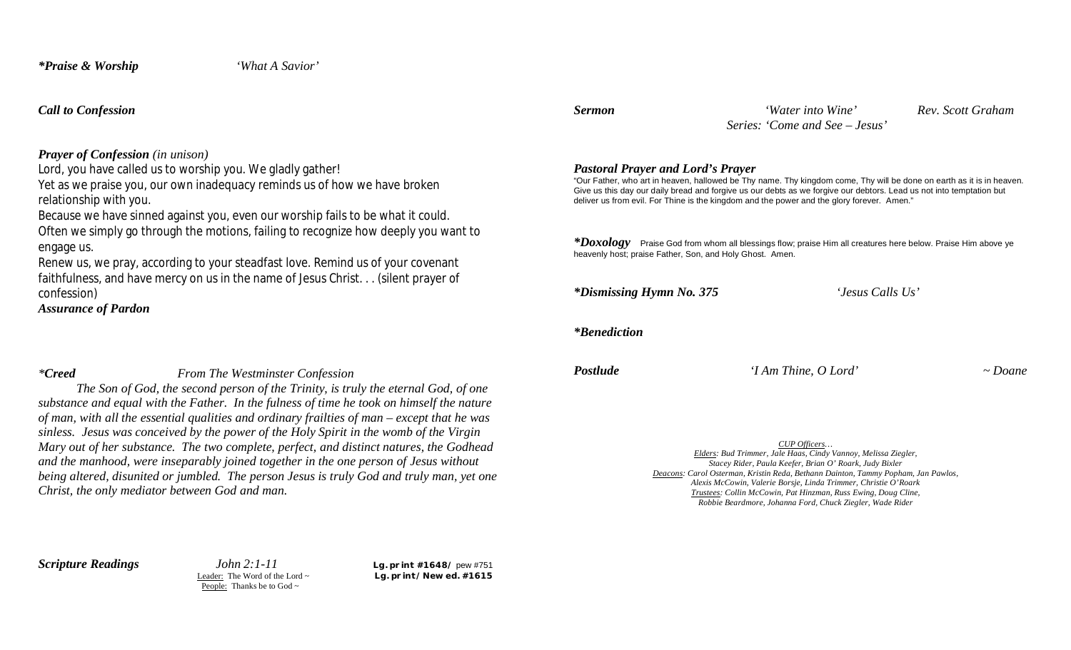***Praise & Worship*** *'What A Savior'*

***Call to Confession***

***Prayer of Confession*** *(in unison)*

Lord, you have called us to worship you. We gladly gather!
Yet as we praise you, our own inadequacy reminds us of how we have broken relationship with you.
Because we have sinned against you, even our worship fails to be what it could.
Often we simply go through the motions, failing to recognize how deeply you want to engage us.
Renew us, we pray, according to your steadfast love. Remind us of your covenant faithfulness, and have mercy on us in the name of Jesus Christ. . . (silent prayer of confession)

***Assurance of Pardon***

***Creed*** *From The Westminster Confession*

*The Son of God, the second person of the Trinity, is truly the eternal God, of one substance and equal with the Father. In the fulness of time he took on himself the nature of man, with all the essential qualities and ordinary frailties of man – except that he was sinless. Jesus was conceived by the power of the Holy Spirit in the womb of the Virgin Mary out of her substance. The two complete, perfect, and distinct natures, the Godhead and the manhood, were inseparably joined together in the one person of Jesus without being altered, disunited or jumbled. The person Jesus is truly God and truly man, yet one Christ, the only mediator between God and man.*

***Scripture Readings*** *John 2:1-11* **Lg. print #1648/** pew #751
Leader: The Word of the Lord ~ **Lg. print/ New ed. #1615**
People: Thanks be to God ~

***Sermon*** *'Water into Wine'* *Rev. Scott Graham*
*Series: 'Come and See – Jesus'*

***Pastoral Prayer and Lord's Prayer***

"Our Father, who art in heaven, hallowed be Thy name. Thy kingdom come, Thy will be done on earth as it is in heaven. Give us this day our daily bread and forgive us our debts as we forgive our debtors. Lead us not into temptation but deliver us from evil. For Thine is the kingdom and the power and the glory forever. Amen."

***Doxology*** Praise God from whom all blessings flow; praise Him all creatures here below. Praise Him above ye heavenly host; praise Father, Son, and Holy Ghost. Amen.

***Dismissing Hymn No. 375*** *'Jesus Calls Us'*

***Benediction***

***Postlude*** *'I Am Thine, O Lord'* *~ Doane*

*CUP Officers…*
*Elders: Bud Trimmer, Jale Haas, Cindy Vannoy, Melissa Ziegler, Stacey Rider, Paula Keefer, Brian O' Roark, Judy Bixler*
*Deacons: Carol Osterman, Kristin Reda, Bethann Dainton, Tammy Popham, Jan Pawlos, Alexis McCowin, Valerie Borsje, Linda Trimmer, Christie O'Roark*
*Trustees: Collin McCowin, Pat Hinzman, Russ Ewing, Doug Cline, Robbie Beardmore, Johanna Ford, Chuck Ziegler, Wade Rider*